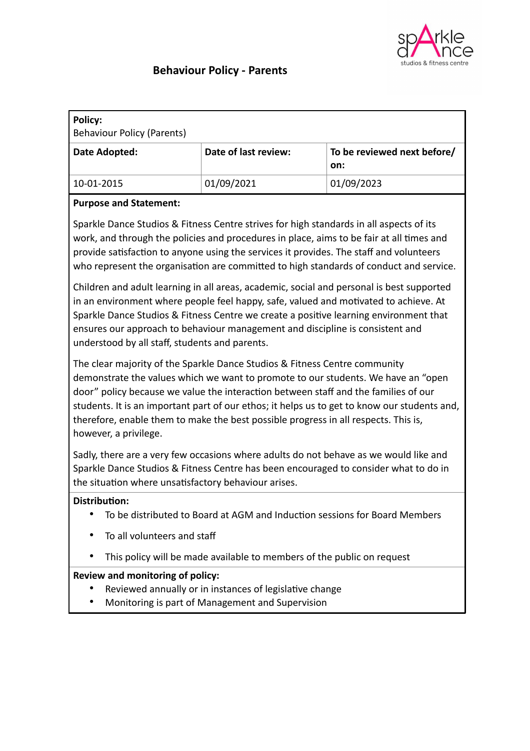# Behaviour Policy - Parents

| **Policy:**<br>Behaviour Policy (Parents) | | |
|---|---|---|
| **Date Adopted:** | **Date of last review:** | **To be reviewed next before/ on:** |
| 10-01-2015 | 01/09/2021 | 01/09/2023 |

**Purpose and Statement:**

Sparkle Dance Studios & Fitness Centre strives for high standards in all aspects of its work, and through the policies and procedures in place, aims to be fair at all times and provide satisfaction to anyone using the services it provides. The staff and volunteers who represent the organisation are committed to high standards of conduct and service.

Children and adult learning in all areas, academic, social and personal is best supported in an environment where people feel happy, safe, valued and motivated to achieve. At Sparkle Dance Studios & Fitness Centre we create a positive learning environment that ensures our approach to behaviour management and discipline is consistent and understood by all staff, students and parents.

The clear majority of the Sparkle Dance Studios & Fitness Centre community demonstrate the values which we want to promote to our students. We have an "open door" policy because we value the interaction between staff and the families of our students. It is an important part of our ethos; it helps us to get to know our students and, therefore, enable them to make the best possible progress in all respects. This is, however, a privilege.

Sadly, there are a very few occasions where adults do not behave as we would like and Sparkle Dance Studios & Fitness Centre has been encouraged to consider what to do in the situation where unsatisfactory behaviour arises.

**Distribution:**

- To be distributed to Board at AGM and Induction sessions for Board Members
- To all volunteers and staff
- This policy will be made available to members of the public on request

**Review and monitoring of policy:**

- Reviewed annually or in instances of legislative change
- Monitoring is part of Management and Supervision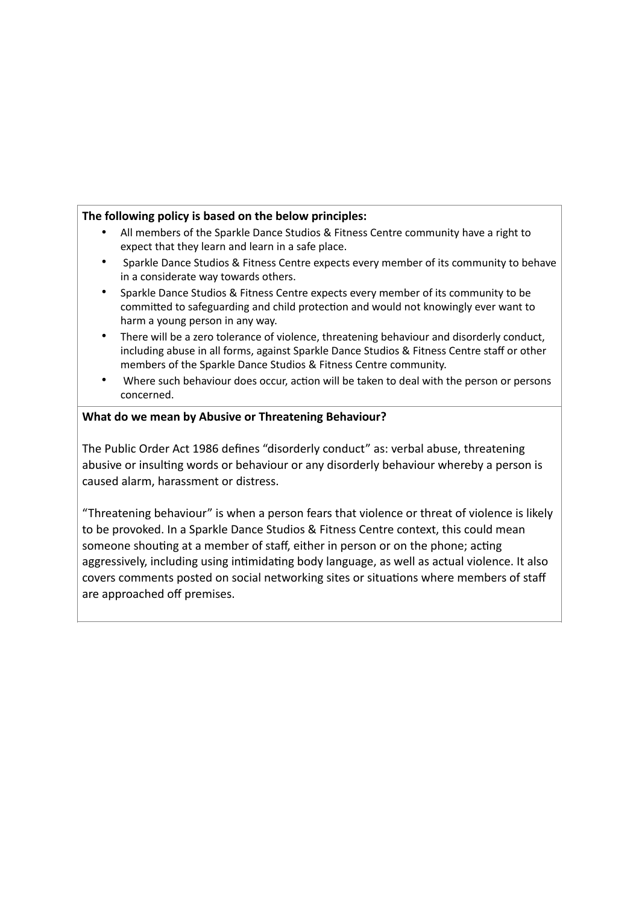**The following policy is based on the below principles:**

- All members of the Sparkle Dance Studios & Fitness Centre community have a right to expect that they learn and learn in a safe place.
- Sparkle Dance Studios & Fitness Centre expects every member of its community to behave in a considerate way towards others.
- Sparkle Dance Studios & Fitness Centre expects every member of its community to be committed to safeguarding and child protection and would not knowingly ever want to harm a young person in any way.
- There will be a zero tolerance of violence, threatening behaviour and disorderly conduct, including abuse in all forms, against Sparkle Dance Studios & Fitness Centre staff or other members of the Sparkle Dance Studios & Fitness Centre community.
- Where such behaviour does occur, action will be taken to deal with the person or persons concerned.

**What do we mean by Abusive or Threatening Behaviour?**

The Public Order Act 1986 defines "disorderly conduct" as: verbal abuse, threatening abusive or insulting words or behaviour or any disorderly behaviour whereby a person is caused alarm, harassment or distress.

"Threatening behaviour" is when a person fears that violence or threat of violence is likely to be provoked. In a Sparkle Dance Studios & Fitness Centre context, this could mean someone shouting at a member of staff, either in person or on the phone; acting aggressively, including using intimidating body language, as well as actual violence. It also covers comments posted on social networking sites or situations where members of staff are approached off premises.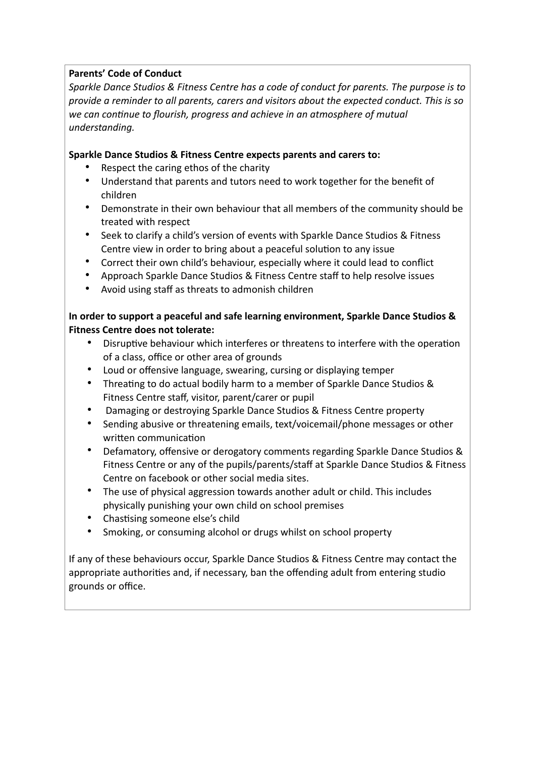**Parents' Code of Conduct**

*Sparkle Dance Studios & Fitness Centre has a code of conduct for parents. The purpose is to provide a reminder to all parents, carers and visitors about the expected conduct. This is so we can continue to flourish, progress and achieve in an atmosphere of mutual understanding.*

**Sparkle Dance Studios & Fitness Centre expects parents and carers to:**

- Respect the caring ethos of the charity
- Understand that parents and tutors need to work together for the benefit of children
- Demonstrate in their own behaviour that all members of the community should be treated with respect
- Seek to clarify a child's version of events with Sparkle Dance Studios & Fitness Centre view in order to bring about a peaceful solution to any issue
- Correct their own child's behaviour, especially where it could lead to conflict
- Approach Sparkle Dance Studios & Fitness Centre staff to help resolve issues
- Avoid using staff as threats to admonish children

**In order to support a peaceful and safe learning environment, Sparkle Dance Studios & Fitness Centre does not tolerate:**

- Disruptive behaviour which interferes or threatens to interfere with the operation of a class, office or other area of grounds
- Loud or offensive language, swearing, cursing or displaying temper
- Threating to do actual bodily harm to a member of Sparkle Dance Studios & Fitness Centre staff, visitor, parent/carer or pupil
- Damaging or destroying Sparkle Dance Studios & Fitness Centre property
- Sending abusive or threatening emails, text/voicemail/phone messages or other written communication
- Defamatory, offensive or derogatory comments regarding Sparkle Dance Studios & Fitness Centre or any of the pupils/parents/staff at Sparkle Dance Studios & Fitness Centre on facebook or other social media sites.
- The use of physical aggression towards another adult or child. This includes physically punishing your own child on school premises
- Chastising someone else's child
- Smoking, or consuming alcohol or drugs whilst on school property

If any of these behaviours occur, Sparkle Dance Studios & Fitness Centre may contact the appropriate authorities and, if necessary, ban the offending adult from entering studio grounds or office.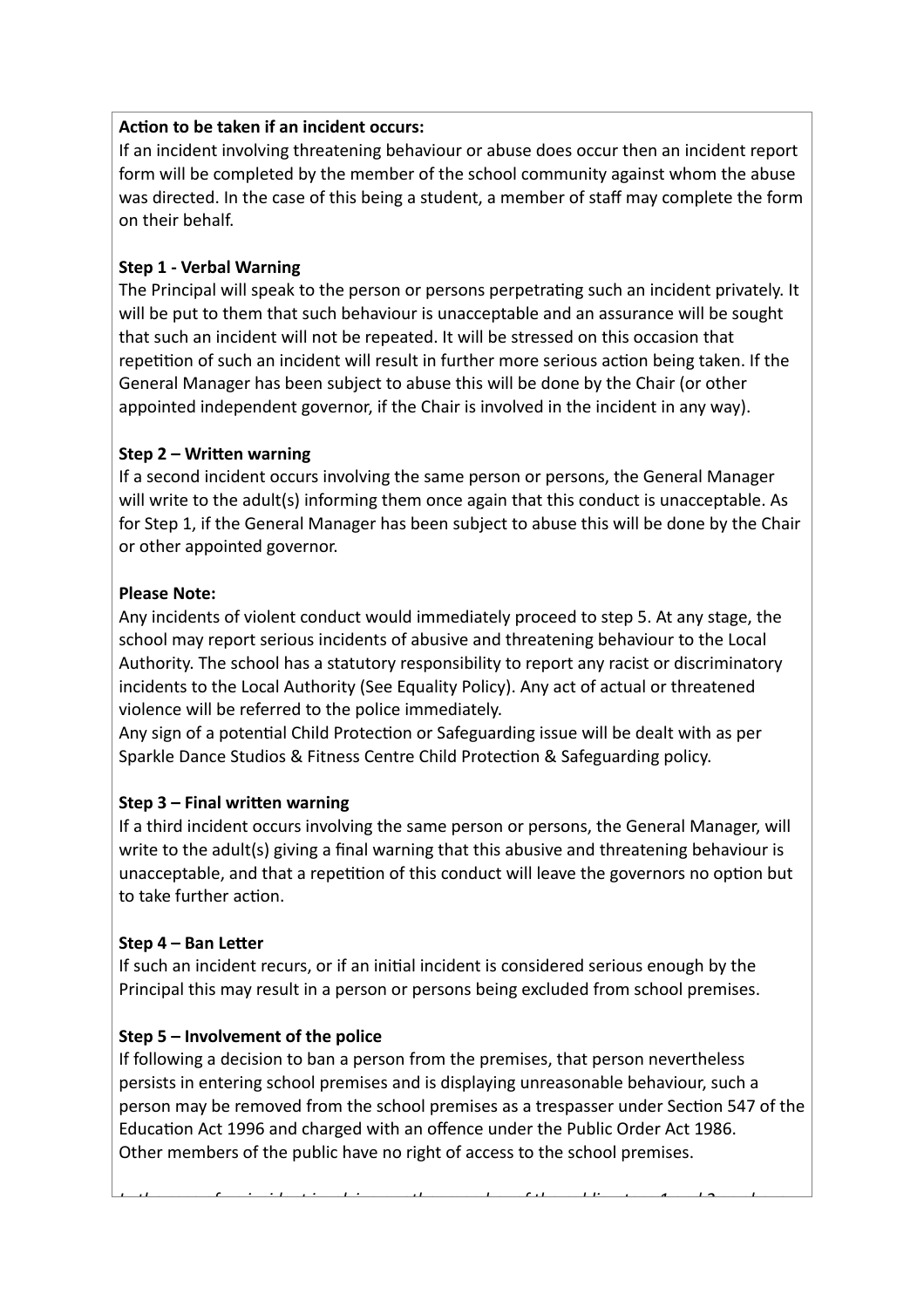**Action to be taken if an incident occurs:**
If an incident involving threatening behaviour or abuse does occur then an incident report form will be completed by the member of the school community against whom the abuse was directed. In the case of this being a student, a member of staff may complete the form on their behalf.

**Step 1 - Verbal Warning**
The Principal will speak to the person or persons perpetrating such an incident privately. It will be put to them that such behaviour is unacceptable and an assurance will be sought that such an incident will not be repeated. It will be stressed on this occasion that repetition of such an incident will result in further more serious action being taken. If the General Manager has been subject to abuse this will be done by the Chair (or other appointed independent governor, if the Chair is involved in the incident in any way).

**Step 2 – Written warning**
If a second incident occurs involving the same person or persons, the General Manager will write to the adult(s) informing them once again that this conduct is unacceptable. As for Step 1, if the General Manager has been subject to abuse this will be done by the Chair or other appointed governor.

**Please Note:**
Any incidents of violent conduct would immediately proceed to step 5. At any stage, the school may report serious incidents of abusive and threatening behaviour to the Local Authority. The school has a statutory responsibility to report any racist or discriminatory incidents to the Local Authority (See Equality Policy). Any act of actual or threatened violence will be referred to the police immediately.
Any sign of a potential Child Protection or Safeguarding issue will be dealt with as per Sparkle Dance Studios & Fitness Centre Child Protection & Safeguarding policy.

**Step 3 – Final written warning**
If a third incident occurs involving the same person or persons, the General Manager, will write to the adult(s) giving a final warning that this abusive and threatening behaviour is unacceptable, and that a repetition of this conduct will leave the governors no option but to take further action.

**Step 4 – Ban Letter**
If such an incident recurs, or if an initial incident is considered serious enough by the Principal this may result in a person or persons being excluded from school premises.

**Step 5 – Involvement of the police**
If following a decision to ban a person from the premises, that person nevertheless persists in entering school premises and is displaying unreasonable behaviour, such a person may be removed from the school premises as a trespasser under Section 547 of the Education Act 1996 and charged with an offence under the Public Order Act 1986.
Other members of the public have no right of access to the school premises.